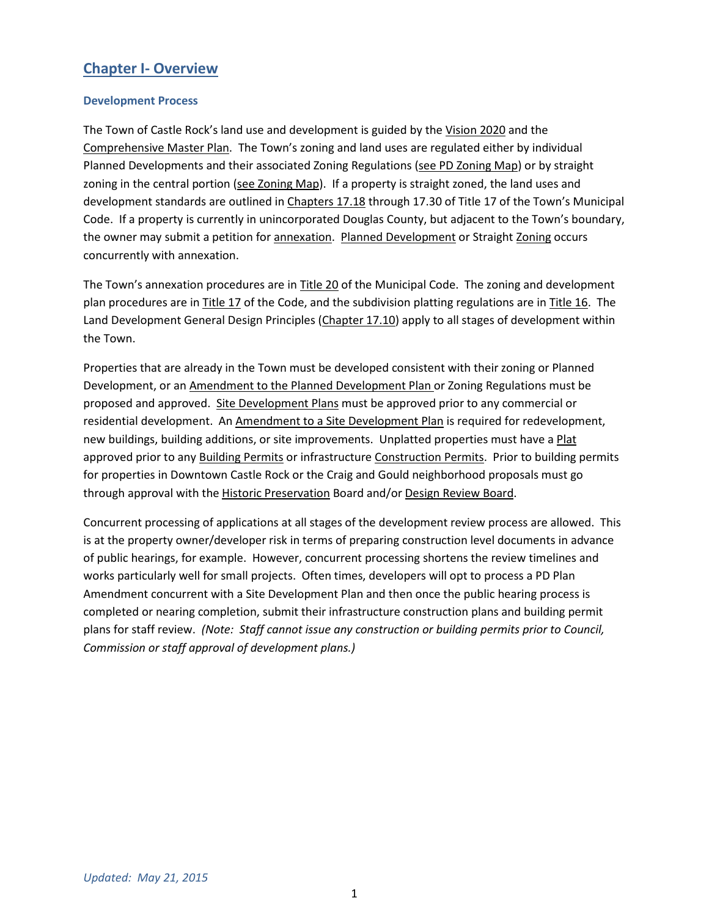# Chapter I- Overview

### Development Process

The Town of Castle Rock's land use and development is guided by the Vision 2020 and the Comprehensive Master Plan. The Town's zoning and land uses are regulated either by individual Planned Developments and their associated Zoning Regulations (see PD Zoning Map) or by straight zoning in the central portion (see Zoning Map). If a property is straight zoned, the land uses and development standards are outlined in Chapters 17.18 through 17.30 of Title 17 of the Town's Municipal Code. If a property is currently in unincorporated Douglas County, but adjacent to the Town's boundary, the owner may submit a petition for annexation. Planned Development or Straight Zoning occurs concurrently with annexation.

The Town's annexation procedures are in Title 20 of the Municipal Code. The zoning and development plan procedures are in Title 17 of the Code, and the subdivision platting regulations are in Title 16. The Land Development General Design Principles (Chapter 17.10) apply to all stages of development within the Town.

Properties that are already in the Town must be developed consistent with their zoning or Planned Development, or an Amendment to the Planned Development Plan or Zoning Regulations must be proposed and approved. Site Development Plans must be approved prior to any commercial or residential development. An Amendment to a Site Development Plan is required for redevelopment, new buildings, building additions, or site improvements. Unplatted properties must have a Plat approved prior to any Building Permits or infrastructure Construction Permits. Prior to building permits for properties in Downtown Castle Rock or the Craig and Gould neighborhood proposals must go through approval with the Historic Preservation Board and/or Design Review Board.

Concurrent processing of applications at all stages of the development review process are allowed. This is at the property owner/developer risk in terms of preparing construction level documents in advance of public hearings, for example. However, concurrent processing shortens the review timelines and works particularly well for small projects. Often times, developers will opt to process a PD Plan Amendment concurrent with a Site Development Plan and then once the public hearing process is completed or nearing completion, submit their infrastructure construction plans and building permit plans for staff review. *(Note: Staff cannot issue any construction or building permits prior to Council, Commission or staff approval of development plans.)*

*Updated: May 21, 2015*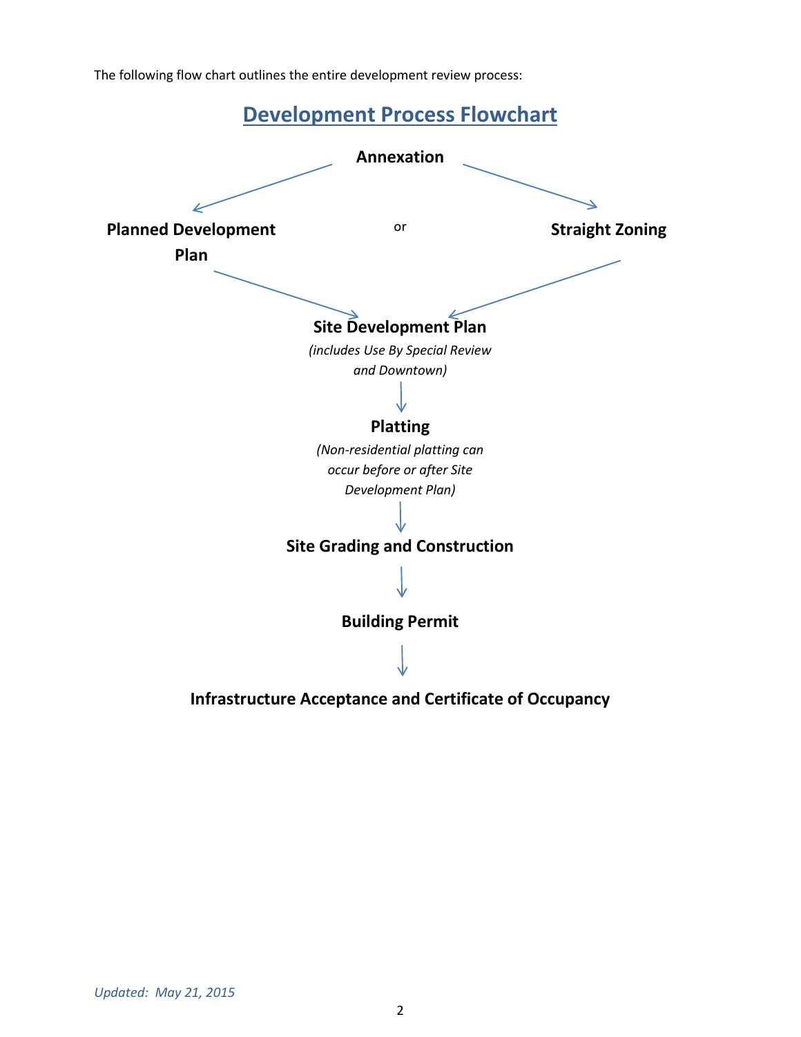The following flow chart outlines the entire development review process:

## Development Process Flowchart

**Annexation**

**Planned Development Plan** or **Straight Zoning**

**Site Development Plan**

*(includes Use By Special Review and Downtown)*

**Platting**

*(Non-residential platting can occur before or after Site Development Plan)*

**Site Grading and Construction**

**Building Permit**

**Infrastructure Acceptance and Certificate of Occupancy**

*Updated: May 21, 2015*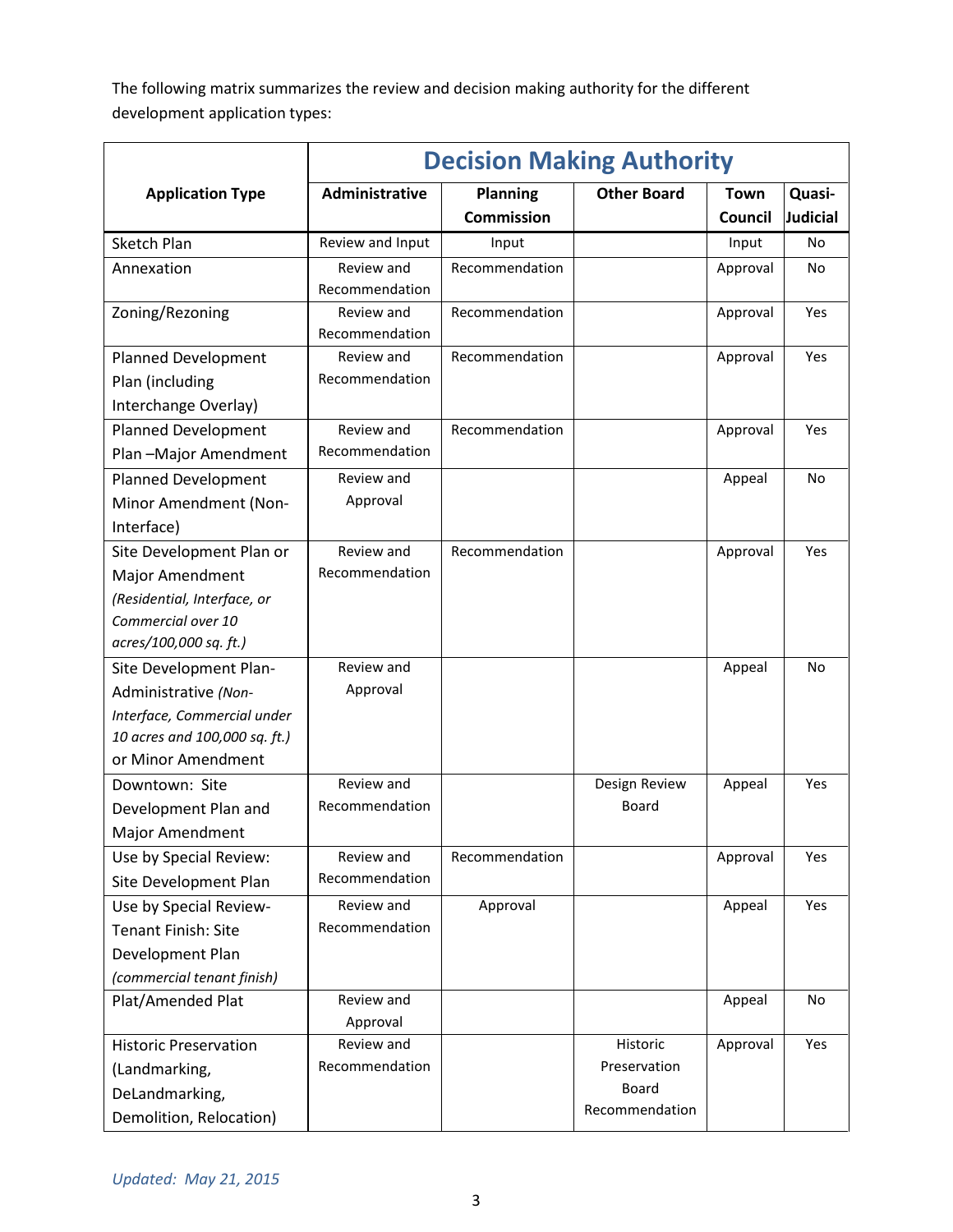The following matrix summarizes the review and decision making authority for the different development application types:

| Application Type | Decision Making Authority | | | | |
|---|---|---|---|---|---|
| | **Administrative** | **Planning Commission** | **Other Board** | **Town Council** | **Quasi-Judicial** |
| Sketch Plan | Review and Input | Input | | Input | No |
| Annexation | Review and Recommendation | Recommendation | | Approval | No |
| Zoning/Rezoning | Review and Recommendation | Recommendation | | Approval | Yes |
| Planned Development Plan (including Interchange Overlay) | Review and Recommendation | Recommendation | | Approval | Yes |
| Planned Development Plan –Major Amendment | Review and Recommendation | Recommendation | | Approval | Yes |
| Planned Development Minor Amendment (Non-Interface) | Review and Approval | | | Appeal | No |
| Site Development Plan or Major Amendment *(Residential, Interface, or Commercial over 10 acres/100,000 sq. ft.)* | Review and Recommendation | Recommendation | | Approval | Yes |
| Site Development Plan-Administrative *(Non-Interface, Commercial under 10 acres and 100,000 sq. ft.)* or Minor Amendment | Review and Approval | | | Appeal | No |
| Downtown: Site Development Plan and Major Amendment | Review and Recommendation | | Design Review Board | Appeal | Yes |
| Use by Special Review: Site Development Plan | Review and Recommendation | Recommendation | | Approval | Yes |
| Use by Special Review-Tenant Finish: Site Development Plan *(commercial tenant finish)* | Review and Recommendation | Approval | | Appeal | Yes |
| Plat/Amended Plat | Review and Approval | | | Appeal | No |
| Historic Preservation (Landmarking, DeLandmarking, Demolition, Relocation) | Review and Recommendation | | Historic Preservation Board Recommendation | Approval | Yes |

*Updated: May 21, 2015*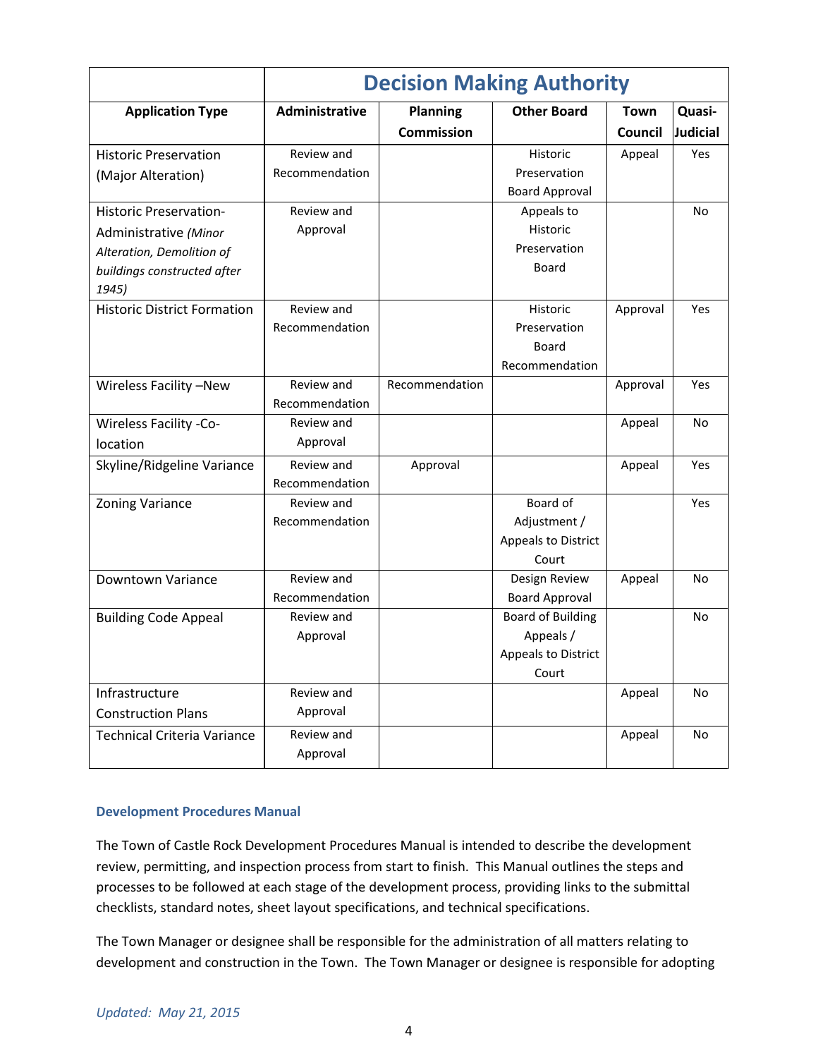| | Decision Making Authority | | | | |
|---|---|---|---|---|---|
| **Application Type** | **Administrative** | **Planning Commission** | **Other Board** | **Town Council** | **Quasi-Judicial** |
| Historic Preservation (Major Alteration) | Review and Recommendation | | Historic Preservation Board Approval | Appeal | Yes |
| Historic Preservation-Administrative *(Minor Alteration, Demolition of buildings constructed after 1945)* | Review and Approval | | Appeals to Historic Preservation Board | | No |
| Historic District Formation | Review and Recommendation | | Historic Preservation Board Recommendation | Approval | Yes |
| Wireless Facility –New | Review and Recommendation | Recommendation | | Approval | Yes |
| Wireless Facility -Co-location | Review and Approval | | | Appeal | No |
| Skyline/Ridgeline Variance | Review and Recommendation | Approval | | Appeal | Yes |
| Zoning Variance | Review and Recommendation | | Board of Adjustment / Appeals to District Court | | Yes |
| Downtown Variance | Review and Recommendation | | Design Review Board Approval | Appeal | No |
| Building Code Appeal | Review and Approval | | Board of Building Appeals / Appeals to District Court | | No |
| Infrastructure Construction Plans | Review and Approval | | | Appeal | No |
| Technical Criteria Variance | Review and Approval | | | Appeal | No |

### Development Procedures Manual

The Town of Castle Rock Development Procedures Manual is intended to describe the development review, permitting, and inspection process from start to finish. This Manual outlines the steps and processes to be followed at each stage of the development process, providing links to the submittal checklists, standard notes, sheet layout specifications, and technical specifications.

The Town Manager or designee shall be responsible for the administration of all matters relating to development and construction in the Town. The Town Manager or designee is responsible for adopting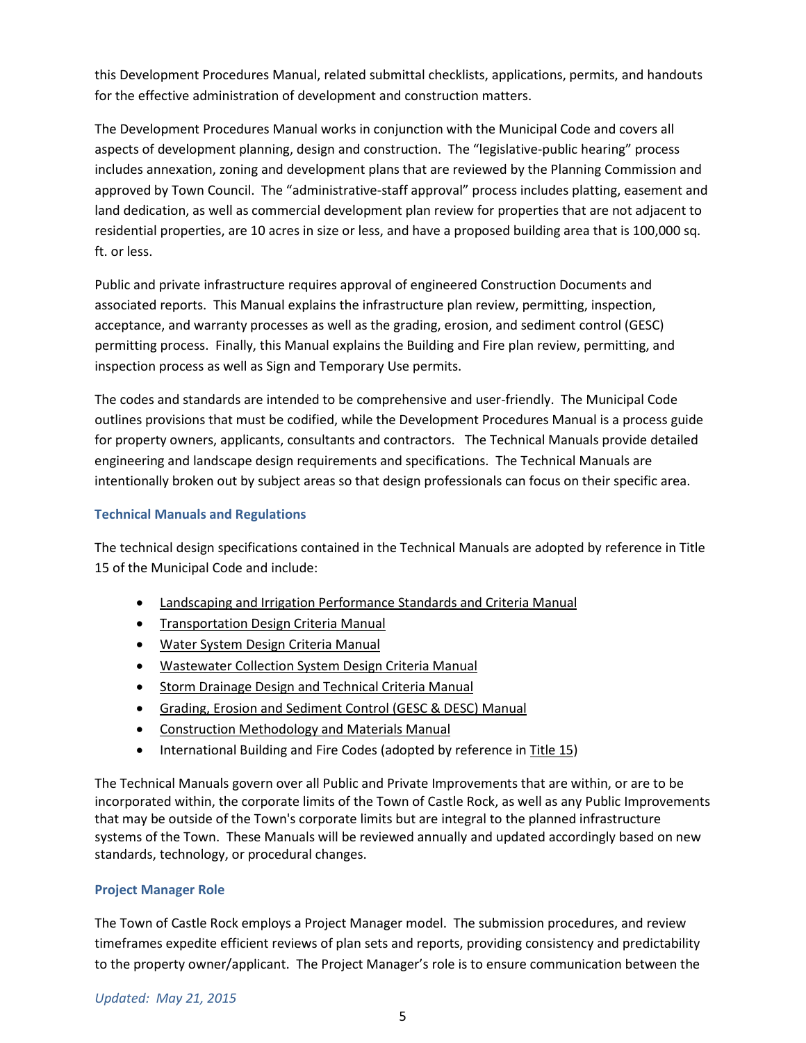this Development Procedures Manual, related submittal checklists, applications, permits, and handouts for the effective administration of development and construction matters.

The Development Procedures Manual works in conjunction with the Municipal Code and covers all aspects of development planning, design and construction. The "legislative-public hearing" process includes annexation, zoning and development plans that are reviewed by the Planning Commission and approved by Town Council. The "administrative-staff approval" process includes platting, easement and land dedication, as well as commercial development plan review for properties that are not adjacent to residential properties, are 10 acres in size or less, and have a proposed building area that is 100,000 sq. ft. or less.

Public and private infrastructure requires approval of engineered Construction Documents and associated reports. This Manual explains the infrastructure plan review, permitting, inspection, acceptance, and warranty processes as well as the grading, erosion, and sediment control (GESC) permitting process. Finally, this Manual explains the Building and Fire plan review, permitting, and inspection process as well as Sign and Temporary Use permits.

The codes and standards are intended to be comprehensive and user-friendly. The Municipal Code outlines provisions that must be codified, while the Development Procedures Manual is a process guide for property owners, applicants, consultants and contractors. The Technical Manuals provide detailed engineering and landscape design requirements and specifications. The Technical Manuals are intentionally broken out by subject areas so that design professionals can focus on their specific area.

### Technical Manuals and Regulations

The technical design specifications contained in the Technical Manuals are adopted by reference in Title 15 of the Municipal Code and include:

- Landscaping and Irrigation Performance Standards and Criteria Manual
- Transportation Design Criteria Manual
- Water System Design Criteria Manual
- Wastewater Collection System Design Criteria Manual
- Storm Drainage Design and Technical Criteria Manual
- Grading, Erosion and Sediment Control (GESC & DESC) Manual
- Construction Methodology and Materials Manual
- International Building and Fire Codes (adopted by reference in Title 15)

The Technical Manuals govern over all Public and Private Improvements that are within, or are to be incorporated within, the corporate limits of the Town of Castle Rock, as well as any Public Improvements that may be outside of the Town's corporate limits but are integral to the planned infrastructure systems of the Town. These Manuals will be reviewed annually and updated accordingly based on new standards, technology, or procedural changes.

### Project Manager Role

The Town of Castle Rock employs a Project Manager model. The submission procedures, and review timeframes expedite efficient reviews of plan sets and reports, providing consistency and predictability to the property owner/applicant. The Project Manager's role is to ensure communication between the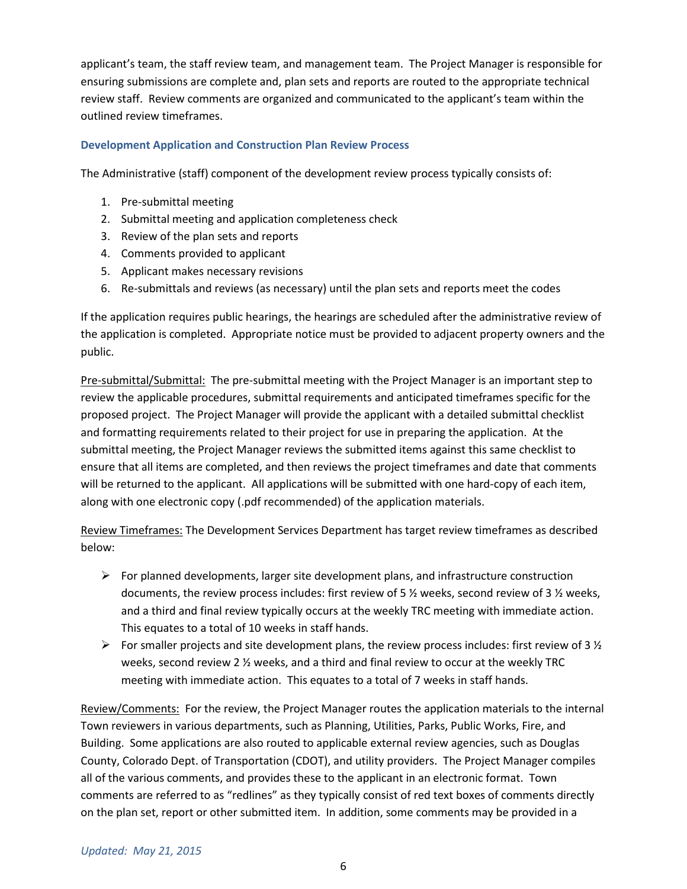applicant's team, the staff review team, and management team. The Project Manager is responsible for ensuring submissions are complete and, plan sets and reports are routed to the appropriate technical review staff. Review comments are organized and communicated to the applicant's team within the outlined review timeframes.

### Development Application and Construction Plan Review Process

The Administrative (staff) component of the development review process typically consists of:

1. Pre-submittal meeting
2. Submittal meeting and application completeness check
3. Review of the plan sets and reports
4. Comments provided to applicant
5. Applicant makes necessary revisions
6. Re-submittals and reviews (as necessary) until the plan sets and reports meet the codes

If the application requires public hearings, the hearings are scheduled after the administrative review of the application is completed. Appropriate notice must be provided to adjacent property owners and the public.

<u>Pre-submittal/Submittal:</u> The pre-submittal meeting with the Project Manager is an important step to review the applicable procedures, submittal requirements and anticipated timeframes specific for the proposed project. The Project Manager will provide the applicant with a detailed submittal checklist and formatting requirements related to their project for use in preparing the application. At the submittal meeting, the Project Manager reviews the submitted items against this same checklist to ensure that all items are completed, and then reviews the project timeframes and date that comments will be returned to the applicant. All applications will be submitted with one hard-copy of each item, along with one electronic copy (.pdf recommended) of the application materials.

<u>Review Timeframes:</u> The Development Services Department has target review timeframes as described below:

- For planned developments, larger site development plans, and infrastructure construction documents, the review process includes: first review of 5 ½ weeks, second review of 3 ½ weeks, and a third and final review typically occurs at the weekly TRC meeting with immediate action. This equates to a total of 10 weeks in staff hands.
- For smaller projects and site development plans, the review process includes: first review of 3 ½ weeks, second review 2 ½ weeks, and a third and final review to occur at the weekly TRC meeting with immediate action. This equates to a total of 7 weeks in staff hands.

<u>Review/Comments:</u> For the review, the Project Manager routes the application materials to the internal Town reviewers in various departments, such as Planning, Utilities, Parks, Public Works, Fire, and Building. Some applications are also routed to applicable external review agencies, such as Douglas County, Colorado Dept. of Transportation (CDOT), and utility providers. The Project Manager compiles all of the various comments, and provides these to the applicant in an electronic format. Town comments are referred to as "redlines" as they typically consist of red text boxes of comments directly on the plan set, report or other submitted item. In addition, some comments may be provided in a

*Updated: May 21, 2015*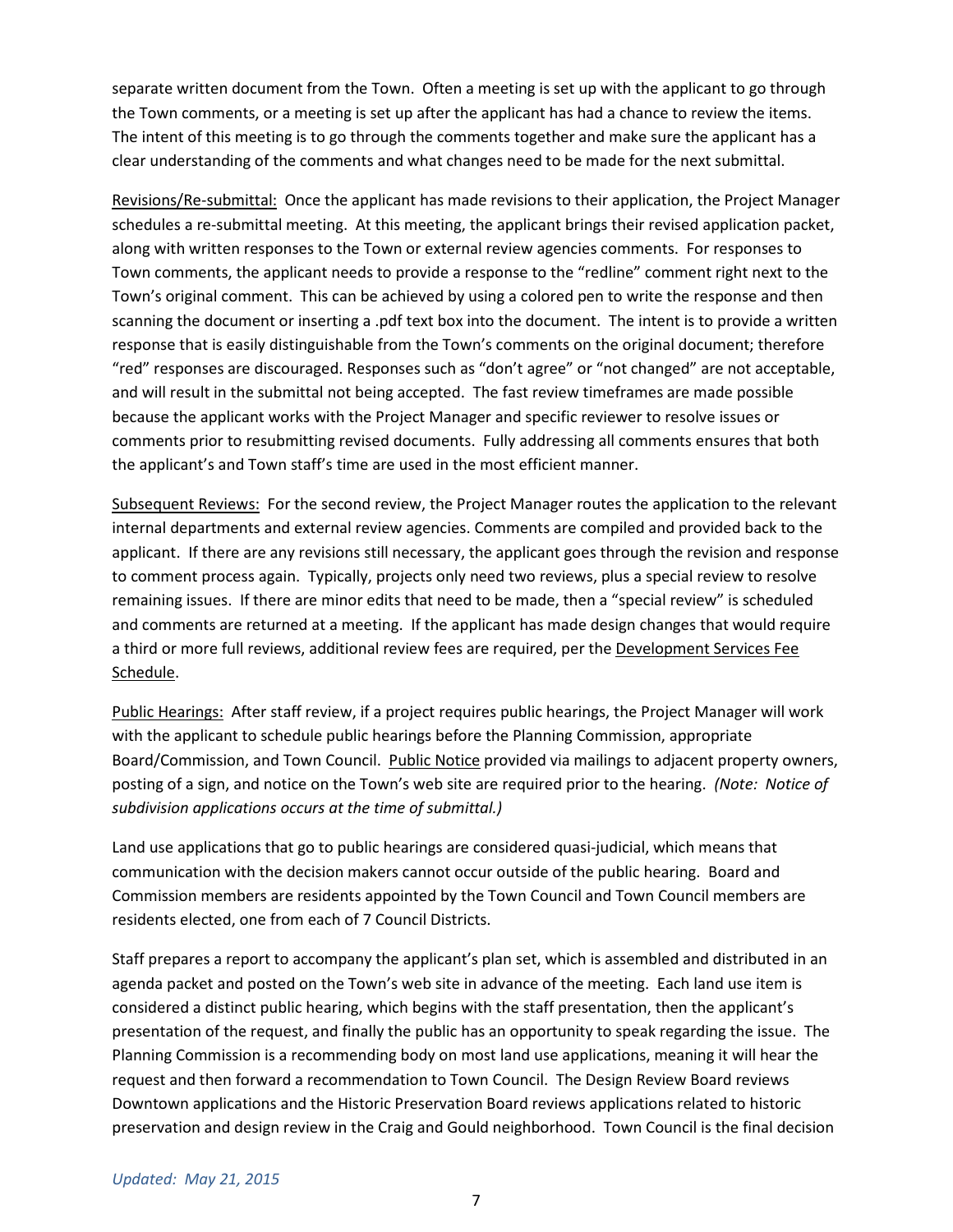separate written document from the Town. Often a meeting is set up with the applicant to go through the Town comments, or a meeting is set up after the applicant has had a chance to review the items. The intent of this meeting is to go through the comments together and make sure the applicant has a clear understanding of the comments and what changes need to be made for the next submittal.

Revisions/Re-submittal: Once the applicant has made revisions to their application, the Project Manager schedules a re-submittal meeting. At this meeting, the applicant brings their revised application packet, along with written responses to the Town or external review agencies comments. For responses to Town comments, the applicant needs to provide a response to the "redline" comment right next to the Town's original comment. This can be achieved by using a colored pen to write the response and then scanning the document or inserting a .pdf text box into the document. The intent is to provide a written response that is easily distinguishable from the Town's comments on the original document; therefore "red" responses are discouraged. Responses such as "don't agree" or "not changed" are not acceptable, and will result in the submittal not being accepted. The fast review timeframes are made possible because the applicant works with the Project Manager and specific reviewer to resolve issues or comments prior to resubmitting revised documents. Fully addressing all comments ensures that both the applicant's and Town staff's time are used in the most efficient manner.

Subsequent Reviews: For the second review, the Project Manager routes the application to the relevant internal departments and external review agencies. Comments are compiled and provided back to the applicant. If there are any revisions still necessary, the applicant goes through the revision and response to comment process again. Typically, projects only need two reviews, plus a special review to resolve remaining issues. If there are minor edits that need to be made, then a "special review" is scheduled and comments are returned at a meeting. If the applicant has made design changes that would require a third or more full reviews, additional review fees are required, per the Development Services Fee Schedule.

Public Hearings: After staff review, if a project requires public hearings, the Project Manager will work with the applicant to schedule public hearings before the Planning Commission, appropriate Board/Commission, and Town Council. Public Notice provided via mailings to adjacent property owners, posting of a sign, and notice on the Town's web site are required prior to the hearing. *(Note: Notice of subdivision applications occurs at the time of submittal.)*

Land use applications that go to public hearings are considered quasi-judicial, which means that communication with the decision makers cannot occur outside of the public hearing. Board and Commission members are residents appointed by the Town Council and Town Council members are residents elected, one from each of 7 Council Districts.

Staff prepares a report to accompany the applicant's plan set, which is assembled and distributed in an agenda packet and posted on the Town's web site in advance of the meeting. Each land use item is considered a distinct public hearing, which begins with the staff presentation, then the applicant's presentation of the request, and finally the public has an opportunity to speak regarding the issue. The Planning Commission is a recommending body on most land use applications, meaning it will hear the request and then forward a recommendation to Town Council. The Design Review Board reviews Downtown applications and the Historic Preservation Board reviews applications related to historic preservation and design review in the Craig and Gould neighborhood. Town Council is the final decision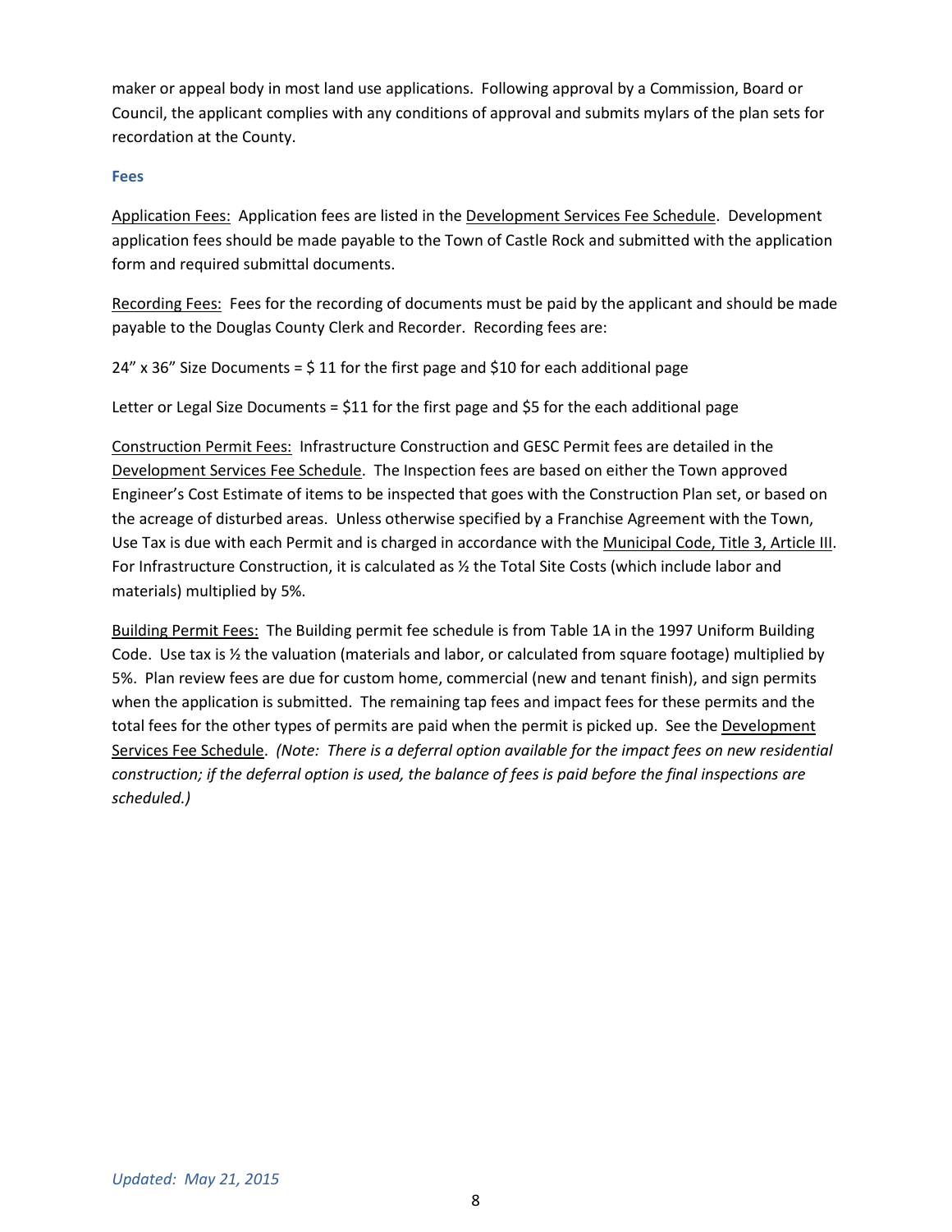maker or appeal body in most land use applications. Following approval by a Commission, Board or Council, the applicant complies with any conditions of approval and submits mylars of the plan sets for recordation at the County.

### Fees

Application Fees: Application fees are listed in the Development Services Fee Schedule. Development application fees should be made payable to the Town of Castle Rock and submitted with the application form and required submittal documents.

Recording Fees: Fees for the recording of documents must be paid by the applicant and should be made payable to the Douglas County Clerk and Recorder. Recording fees are:

24" x 36" Size Documents = $ 11 for the first page and $10 for each additional page

Letter or Legal Size Documents = $11 for the first page and $5 for the each additional page

Construction Permit Fees: Infrastructure Construction and GESC Permit fees are detailed in the Development Services Fee Schedule. The Inspection fees are based on either the Town approved Engineer's Cost Estimate of items to be inspected that goes with the Construction Plan set, or based on the acreage of disturbed areas. Unless otherwise specified by a Franchise Agreement with the Town, Use Tax is due with each Permit and is charged in accordance with the Municipal Code, Title 3, Article III. For Infrastructure Construction, it is calculated as ½ the Total Site Costs (which include labor and materials) multiplied by 5%.

Building Permit Fees: The Building permit fee schedule is from Table 1A in the 1997 Uniform Building Code. Use tax is ½ the valuation (materials and labor, or calculated from square footage) multiplied by 5%. Plan review fees are due for custom home, commercial (new and tenant finish), and sign permits when the application is submitted. The remaining tap fees and impact fees for these permits and the total fees for the other types of permits are paid when the permit is picked up. See the Development Services Fee Schedule. *(Note: There is a deferral option available for the impact fees on new residential construction; if the deferral option is used, the balance of fees is paid before the final inspections are scheduled.)*

*Updated: May 21, 2015*